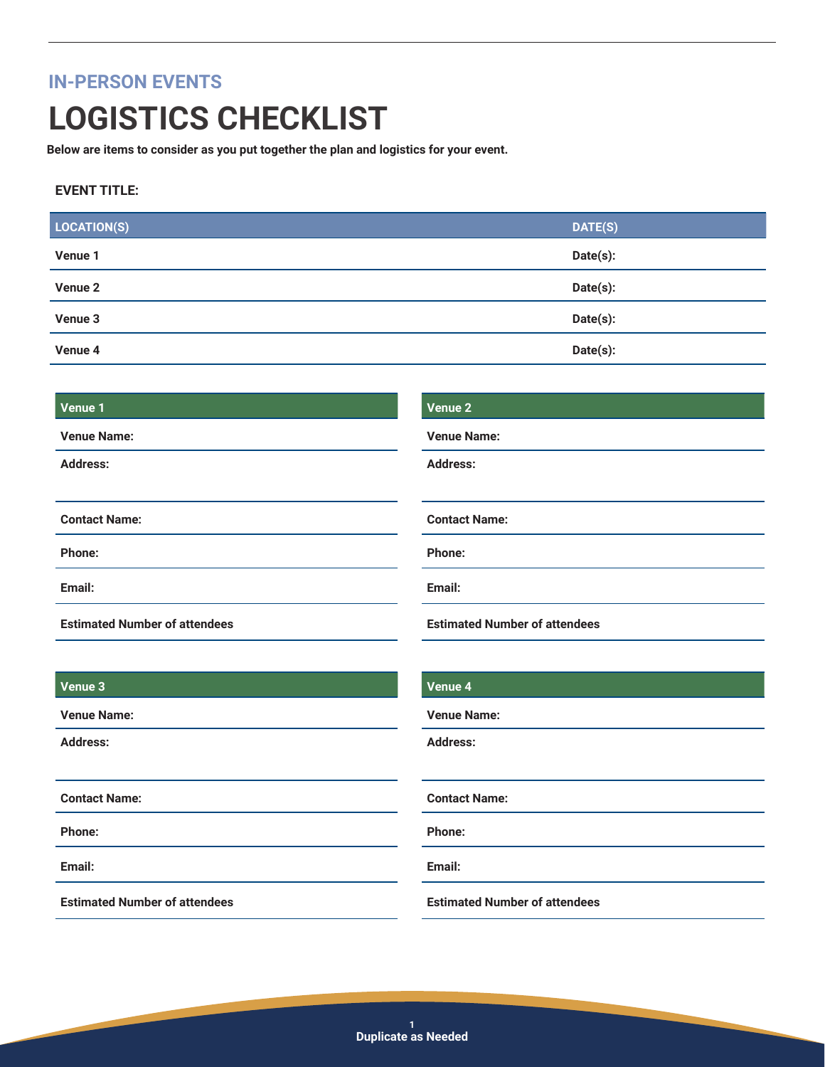## IN-PERSON EVENTS

# LOGISTICS CHECKLIST

**Below are items to consider as you put together the plan and logistics for your event.**

**EVENT TITLE:**

| LOCATION(S) | DATE(S) |
| --- | --- |
| **Venue 1** | **Date(s):** |
| **Venue 2** | **Date(s):** |
| **Venue 3** | **Date(s):** |
| **Venue 4** | **Date(s):** |

| Venue 1 |
| --- |
| **Venue Name:** |
| **Address:** |
| **Contact Name:** |
| **Phone:** |
| **Email:** |
| **Estimated Number of attendees** |

| Venue 2 |
| --- |
| **Venue Name:** |
| **Address:** |
| **Contact Name:** |
| **Phone:** |
| **Email:** |
| **Estimated Number of attendees** |

| Venue 3 |
| --- |
| **Venue Name:** |
| **Address:** |
| **Contact Name:** |
| **Phone:** |
| **Email:** |
| **Estimated Number of attendees** |

| Venue 4 |
| --- |
| **Venue Name:** |
| **Address:** |
| **Contact Name:** |
| **Phone:** |
| **Email:** |
| **Estimated Number of attendees** |

**Duplicate as Needed**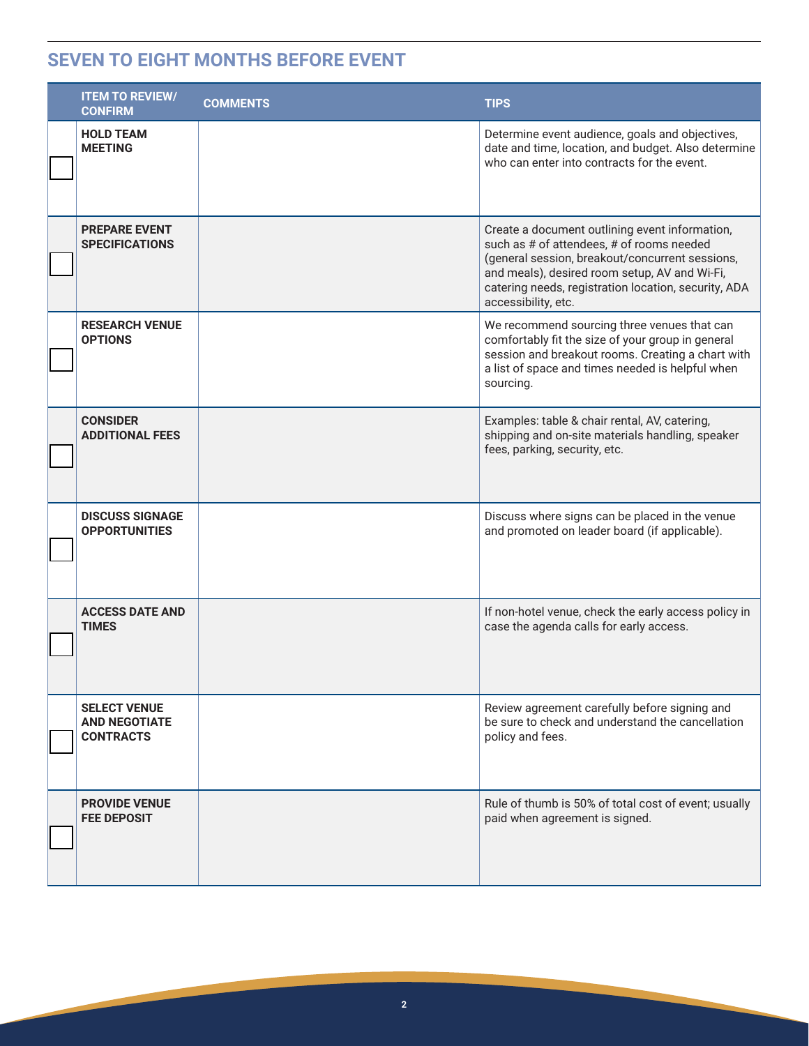## SEVEN TO EIGHT MONTHS BEFORE EVENT

| | ITEM TO REVIEW/ CONFIRM | COMMENTS | TIPS |
|---|---|---|---|
| ☐ | **HOLD TEAM MEETING** | | Determine event audience, goals and objectives, date and time, location, and budget. Also determine who can enter into contracts for the event. |
| ☐ | **PREPARE EVENT SPECIFICATIONS** | | Create a document outlining event information, such as # of attendees, # of rooms needed (general session, breakout/concurrent sessions, and meals), desired room setup, AV and Wi-Fi, catering needs, registration location, security, ADA accessibility, etc. |
| ☐ | **RESEARCH VENUE OPTIONS** | | We recommend sourcing three venues that can comfortably fit the size of your group in general session and breakout rooms. Creating a chart with a list of space and times needed is helpful when sourcing. |
| ☐ | **CONSIDER ADDITIONAL FEES** | | Examples: table & chair rental, AV, catering, shipping and on-site materials handling, speaker fees, parking, security, etc. |
| ☐ | **DISCUSS SIGNAGE OPPORTUNITIES** | | Discuss where signs can be placed in the venue and promoted on leader board (if applicable). |
| ☐ | **ACCESS DATE AND TIMES** | | If non-hotel venue, check the early access policy in case the agenda calls for early access. |
| ☐ | **SELECT VENUE AND NEGOTIATE CONTRACTS** | | Review agreement carefully before signing and be sure to check and understand the cancellation policy and fees. |
| ☐ | **PROVIDE VENUE FEE DEPOSIT** | | Rule of thumb is 50% of total cost of event; usually paid when agreement is signed. |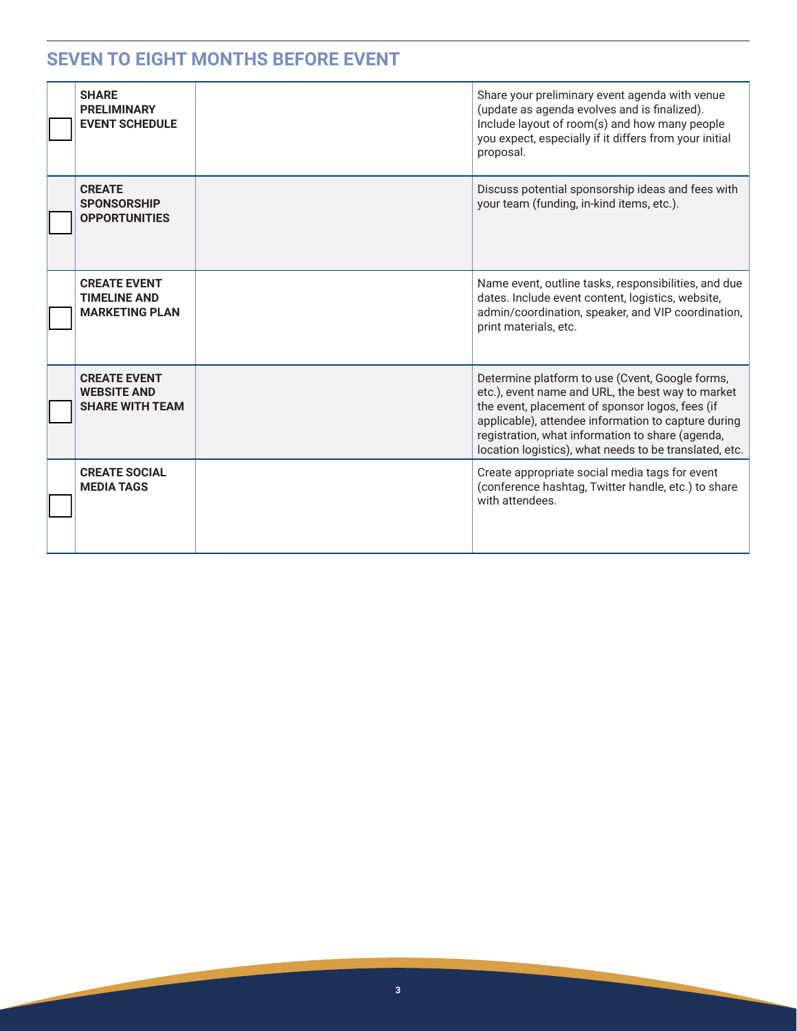## SEVEN TO EIGHT MONTHS BEFORE EVENT

| | | | |
|---|---|---|---|
| ☐ | **SHARE PRELIMINARY EVENT SCHEDULE** | | Share your preliminary event agenda with venue (update as agenda evolves and is finalized). Include layout of room(s) and how many people you expect, especially if it differs from your initial proposal. |
| ☐ | **CREATE SPONSORSHIP OPPORTUNITIES** | | Discuss potential sponsorship ideas and fees with your team (funding, in-kind items, etc.). |
| ☐ | **CREATE EVENT TIMELINE AND MARKETING PLAN** | | Name event, outline tasks, responsibilities, and due dates. Include event content, logistics, website, admin/coordination, speaker, and VIP coordination, print materials, etc. |
| ☐ | **CREATE EVENT WEBSITE AND SHARE WITH TEAM** | | Determine platform to use (Cvent, Google forms, etc.), event name and URL, the best way to market the event, placement of sponsor logos, fees (if applicable), attendee information to capture during registration, what information to share (agenda, location logistics), what needs to be translated, etc. |
| ☐ | **CREATE SOCIAL MEDIA TAGS** | | Create appropriate social media tags for event (conference hashtag, Twitter handle, etc.) to share with attendees. |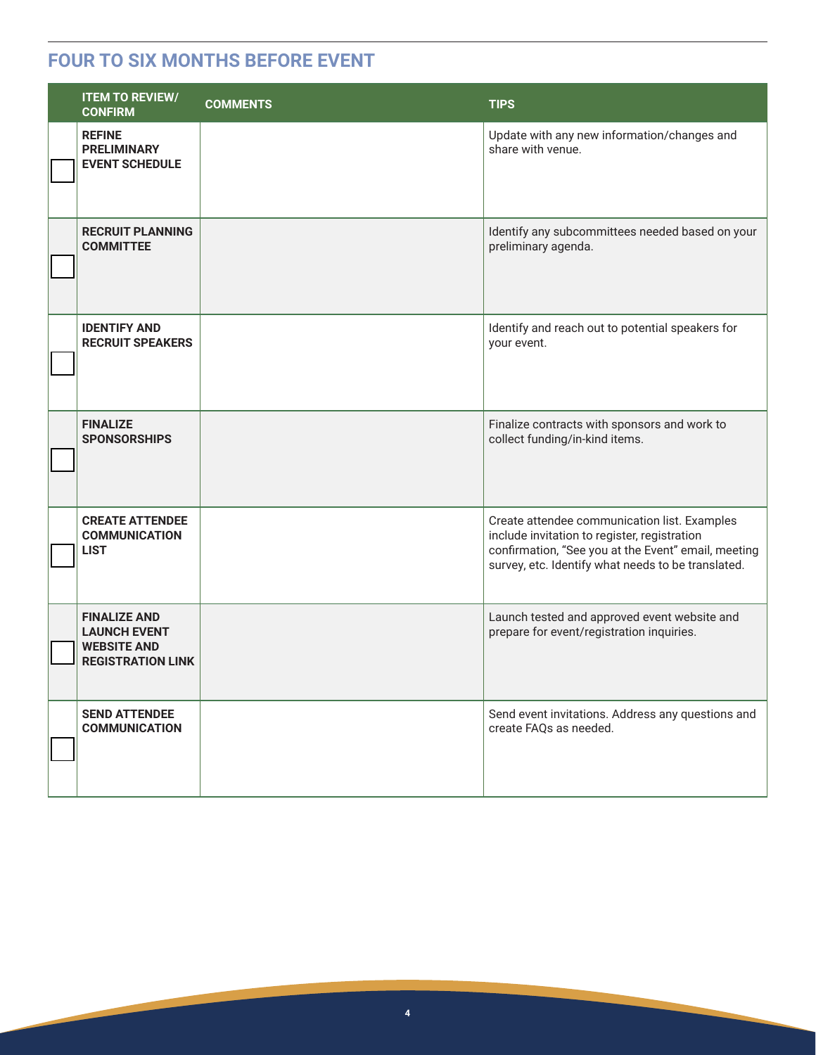## FOUR TO SIX MONTHS BEFORE EVENT

| | ITEM TO REVIEW/ CONFIRM | COMMENTS | TIPS |
|---|---|---|---|
| ☐ | **REFINE PRELIMINARY EVENT SCHEDULE** | | Update with any new information/changes and share with venue. |
| ☐ | **RECRUIT PLANNING COMMITTEE** | | Identify any subcommittees needed based on your preliminary agenda. |
| ☐ | **IDENTIFY AND RECRUIT SPEAKERS** | | Identify and reach out to potential speakers for your event. |
| ☐ | **FINALIZE SPONSORSHIPS** | | Finalize contracts with sponsors and work to collect funding/in-kind items. |
| ☐ | **CREATE ATTENDEE COMMUNICATION LIST** | | Create attendee communication list. Examples include invitation to register, registration confirmation, "See you at the Event" email, meeting survey, etc. Identify what needs to be translated. |
| ☐ | **FINALIZE AND LAUNCH EVENT WEBSITE AND REGISTRATION LINK** | | Launch tested and approved event website and prepare for event/registration inquiries. |
| ☐ | **SEND ATTENDEE COMMUNICATION** | | Send event invitations. Address any questions and create FAQs as needed. |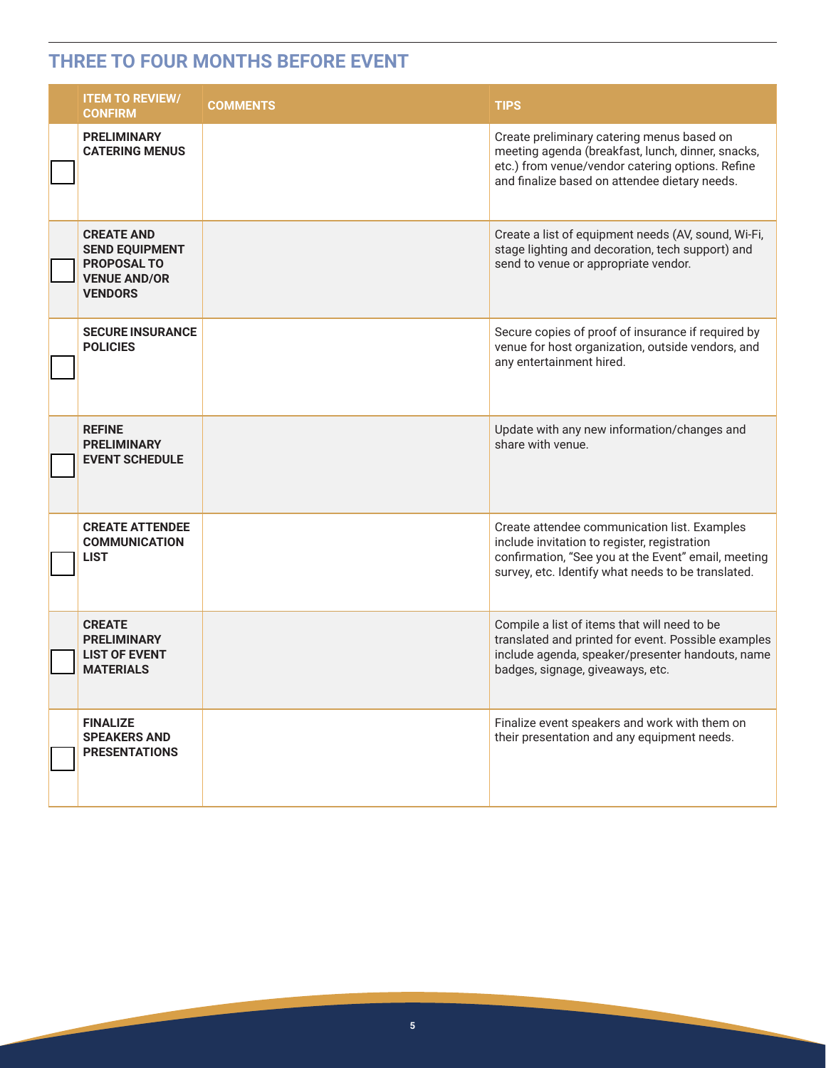## THREE TO FOUR MONTHS BEFORE EVENT

| | ITEM TO REVIEW/ CONFIRM | COMMENTS | TIPS |
|---|---|---|---|
| ☐ | **PRELIMINARY CATERING MENUS** | | Create preliminary catering menus based on meeting agenda (breakfast, lunch, dinner, snacks, etc.) from venue/vendor catering options. Refine and finalize based on attendee dietary needs. |
| ☐ | **CREATE AND SEND EQUIPMENT PROPOSAL TO VENUE AND/OR VENDORS** | | Create a list of equipment needs (AV, sound, Wi-Fi, stage lighting and decoration, tech support) and send to venue or appropriate vendor. |
| ☐ | **SECURE INSURANCE POLICIES** | | Secure copies of proof of insurance if required by venue for host organization, outside vendors, and any entertainment hired. |
| ☐ | **REFINE PRELIMINARY EVENT SCHEDULE** | | Update with any new information/changes and share with venue. |
| ☐ | **CREATE ATTENDEE COMMUNICATION LIST** | | Create attendee communication list. Examples include invitation to register, registration confirmation, "See you at the Event" email, meeting survey, etc. Identify what needs to be translated. |
| ☐ | **CREATE PRELIMINARY LIST OF EVENT MATERIALS** | | Compile a list of items that will need to be translated and printed for event. Possible examples include agenda, speaker/presenter handouts, name badges, signage, giveaways, etc. |
| ☐ | **FINALIZE SPEAKERS AND PRESENTATIONS** | | Finalize event speakers and work with them on their presentation and any equipment needs. |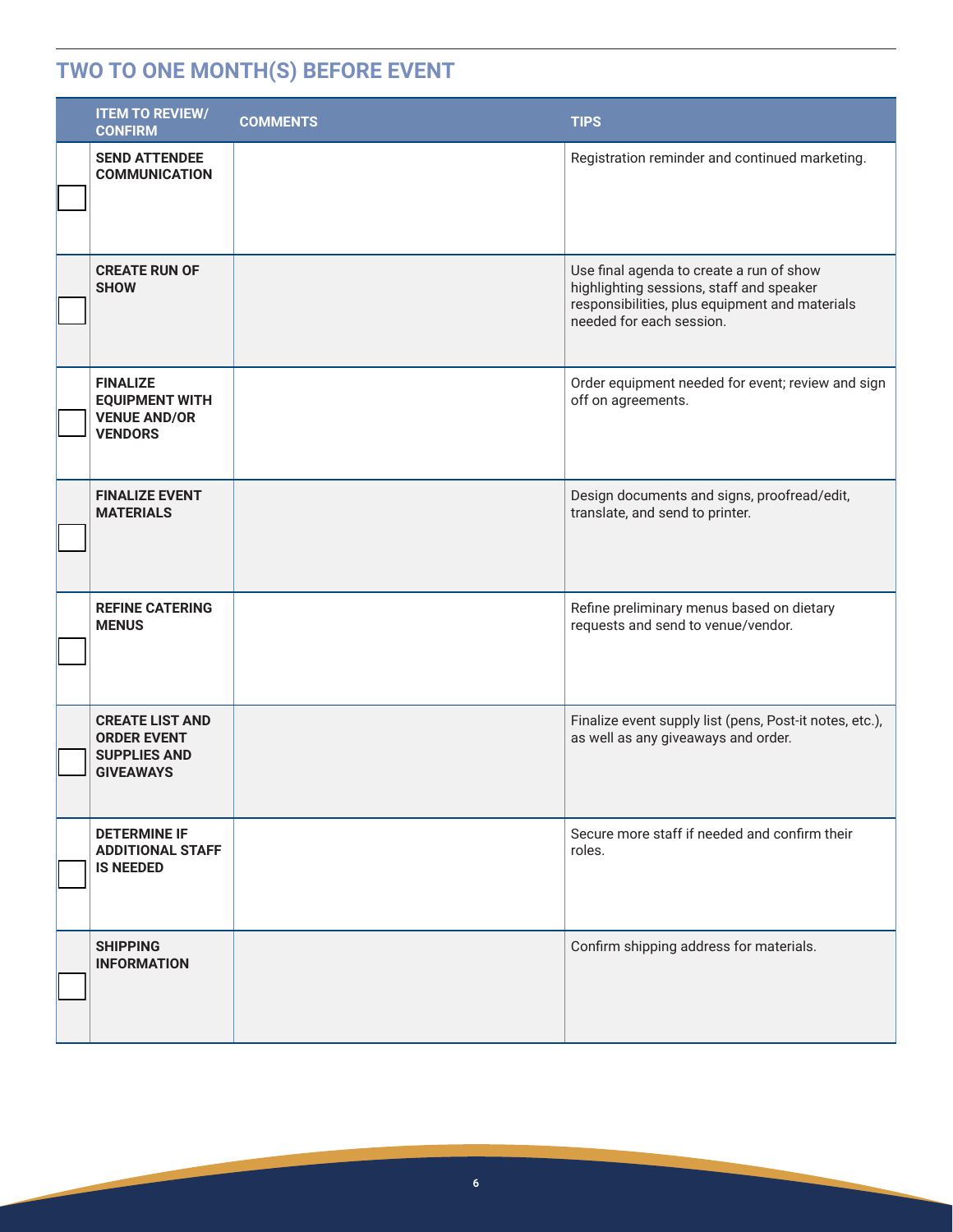## TWO TO ONE MONTH(S) BEFORE EVENT

| | ITEM TO REVIEW/ CONFIRM | COMMENTS | TIPS |
|---|---|---|---|
| ☐ | **SEND ATTENDEE COMMUNICATION** | | Registration reminder and continued marketing. |
| ☐ | **CREATE RUN OF SHOW** | | Use final agenda to create a run of show highlighting sessions, staff and speaker responsibilities, plus equipment and materials needed for each session. |
| ☐ | **FINALIZE EQUIPMENT WITH VENUE AND/OR VENDORS** | | Order equipment needed for event; review and sign off on agreements. |
| ☐ | **FINALIZE EVENT MATERIALS** | | Design documents and signs, proofread/edit, translate, and send to printer. |
| ☐ | **REFINE CATERING MENUS** | | Refine preliminary menus based on dietary requests and send to venue/vendor. |
| ☐ | **CREATE LIST AND ORDER EVENT SUPPLIES AND GIVEAWAYS** | | Finalize event supply list (pens, Post-it notes, etc.), as well as any giveaways and order. |
| ☐ | **DETERMINE IF ADDITIONAL STAFF IS NEEDED** | | Secure more staff if needed and confirm their roles. |
| ☐ | **SHIPPING INFORMATION** | | Confirm shipping address for materials. |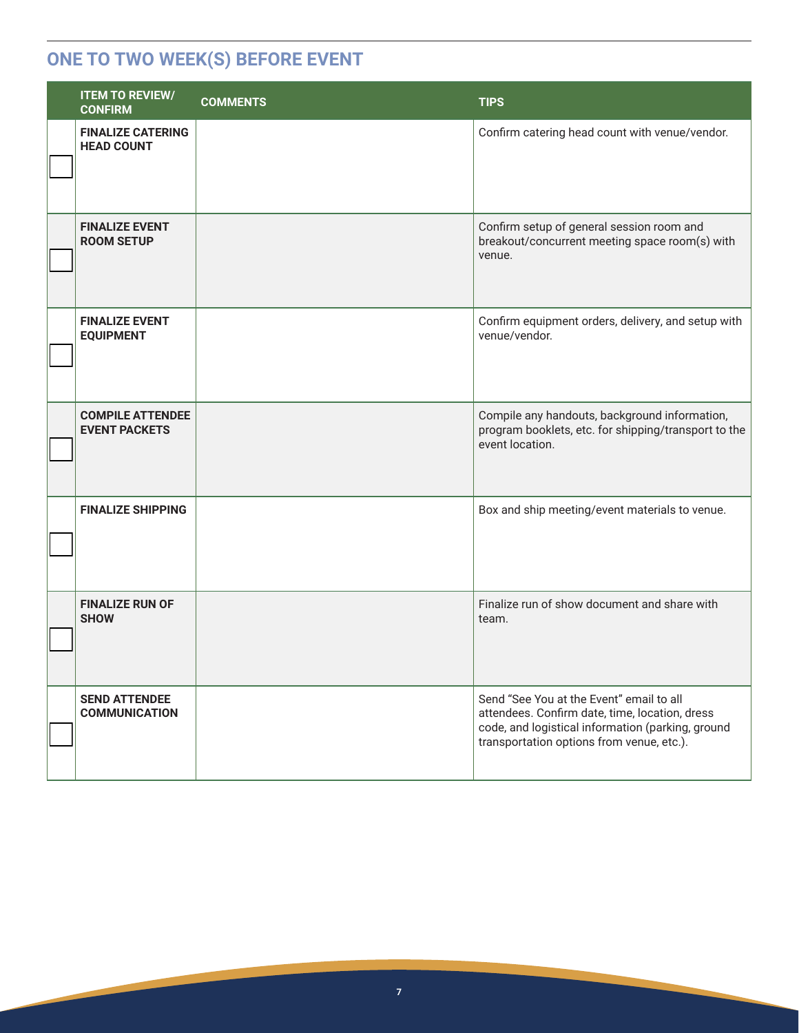## ONE TO TWO WEEK(S) BEFORE EVENT

| | ITEM TO REVIEW/ CONFIRM | COMMENTS | TIPS |
|---|---|---|---|
| ☐ | **FINALIZE CATERING HEAD COUNT** | | Confirm catering head count with venue/vendor. |
| ☐ | **FINALIZE EVENT ROOM SETUP** | | Confirm setup of general session room and breakout/concurrent meeting space room(s) with venue. |
| ☐ | **FINALIZE EVENT EQUIPMENT** | | Confirm equipment orders, delivery, and setup with venue/vendor. |
| ☐ | **COMPILE ATTENDEE EVENT PACKETS** | | Compile any handouts, background information, program booklets, etc. for shipping/transport to the event location. |
| ☐ | **FINALIZE SHIPPING** | | Box and ship meeting/event materials to venue. |
| ☐ | **FINALIZE RUN OF SHOW** | | Finalize run of show document and share with team. |
| ☐ | **SEND ATTENDEE COMMUNICATION** | | Send "See You at the Event" email to all attendees. Confirm date, time, location, dress code, and logistical information (parking, ground transportation options from venue, etc.). |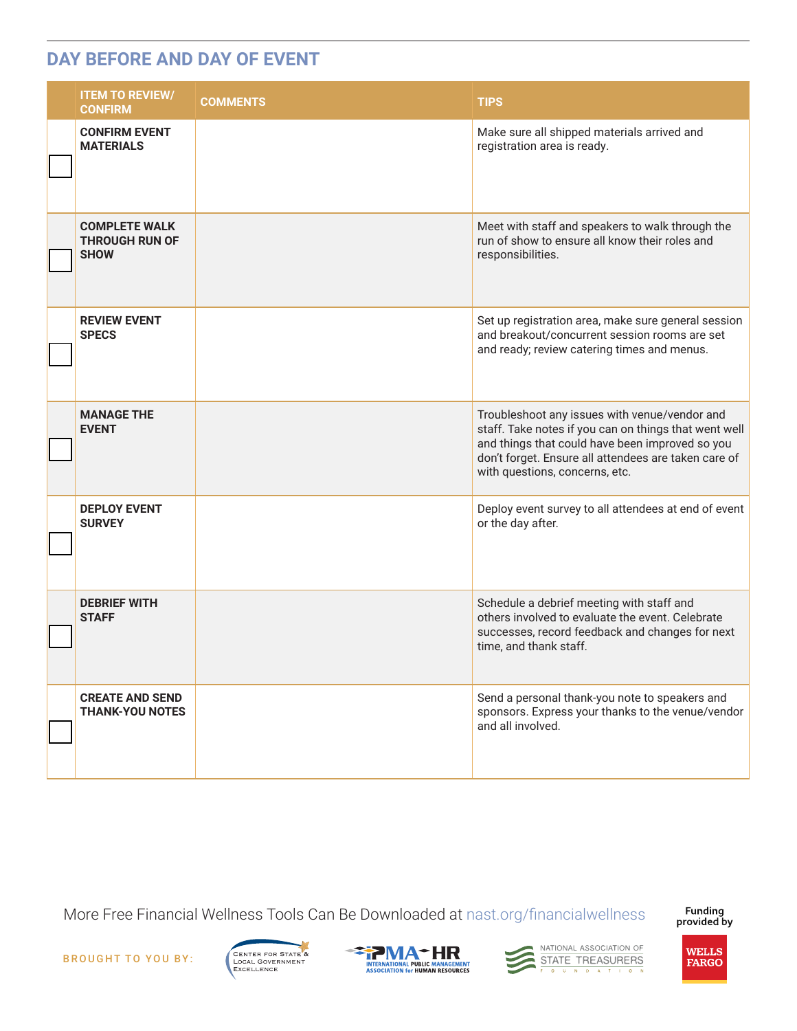## DAY BEFORE AND DAY OF EVENT

| | ITEM TO REVIEW/ CONFIRM | COMMENTS | TIPS |
|---|---|---|---|
| ☐ | **CONFIRM EVENT MATERIALS** | | Make sure all shipped materials arrived and registration area is ready. |
| ☐ | **COMPLETE WALK THROUGH RUN OF SHOW** | | Meet with staff and speakers to walk through the run of show to ensure all know their roles and responsibilities. |
| ☐ | **REVIEW EVENT SPECS** | | Set up registration area, make sure general session and breakout/concurrent session rooms are set and ready; review catering times and menus. |
| ☐ | **MANAGE THE EVENT** | | Troubleshoot any issues with venue/vendor and staff. Take notes if you can on things that went well and things that could have been improved so you don't forget. Ensure all attendees are taken care of with questions, concerns, etc. |
| ☐ | **DEPLOY EVENT SURVEY** | | Deploy event survey to all attendees at end of event or the day after. |
| ☐ | **DEBRIEF WITH STAFF** | | Schedule a debrief meeting with staff and others involved to evaluate the event. Celebrate successes, record feedback and changes for next time, and thank staff. |
| ☐ | **CREATE AND SEND THANK-YOU NOTES** | | Send a personal thank-you note to speakers and sponsors. Express your thanks to the venue/vendor and all involved. |

More Free Financial Wellness Tools Can Be Downloaded at nast.org/financialwellness

BROUGHT TO YOU BY: Center for State & Local Government Excellence; IPMA-HR International Public Management Association for Human Resources; National Association of State Treasurers Foundation

Funding provided by Wells Fargo